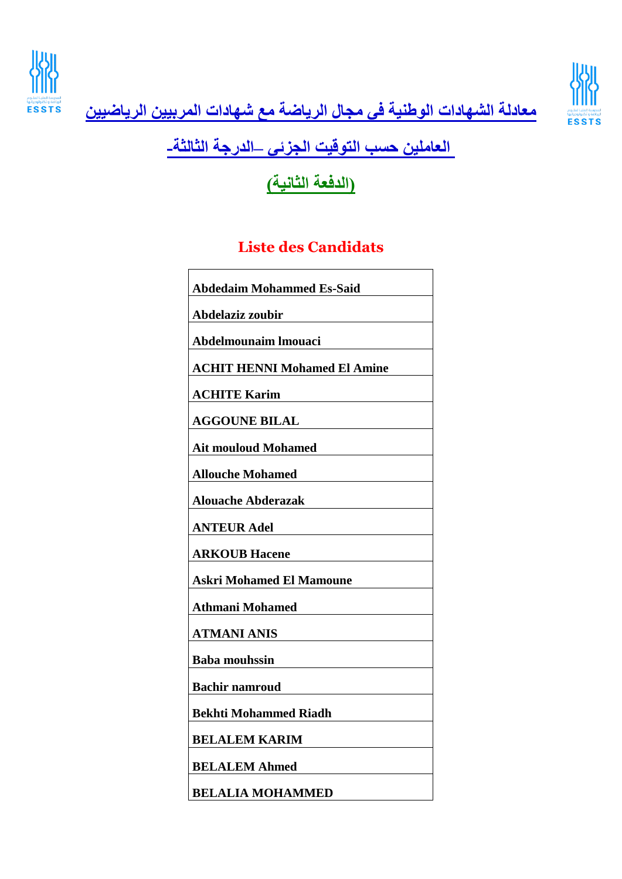# معادلة الشهادات الوطنية في مجال الرياضة مع شهادات المربيين الرياضيين

## العاملين حسب التوقيت الجزئي –الدرجة الثالثة-

## (الدفعة الثانية)

## Liste des Candidats

| Abdedaim Mohammed Es-Said |
|---|
| Abdelaziz zoubir |
| Abdelmounaim lmouaci |
| ACHIT HENNI Mohamed El Amine |
| ACHITE Karim |
| AGGOUNE BILAL |
| Ait mouloud Mohamed |
| Allouche Mohamed |
| Alouache Abderazak |
| ANTEUR Adel |
| ARKOUB Hacene |
| Askri Mohamed El Mamoune |
| Athmani Mohamed |
| ATMANI ANIS |
| Baba mouhssin |
| Bachir namroud |
| Bekhti Mohammed Riadh |
| BELALEM KARIM |
| BELALEM Ahmed |
| BELALIA MOHAMMED |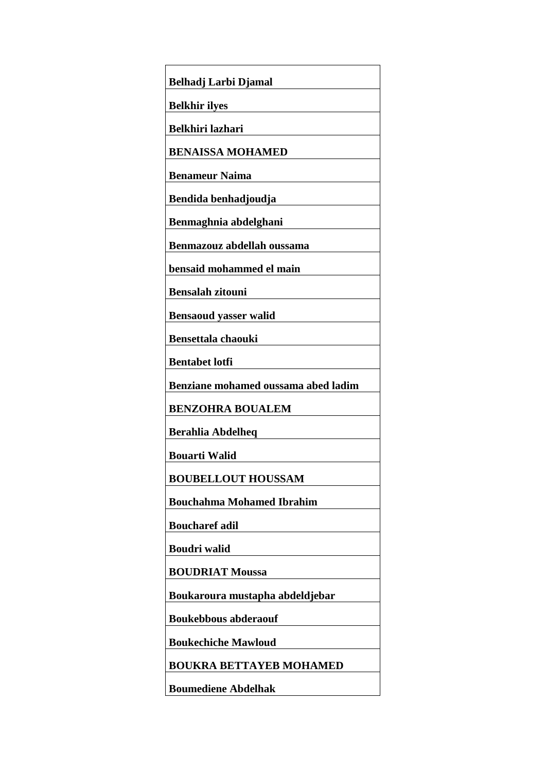| Belhadj Larbi Djamal |
| --- |
| Belkhir ilyes |
| Belkhiri lazhari |
| BENAISSA MOHAMED |
| Benameur Naima |
| Bendida benhadjoudja |
| Benmaghnia abdelghani |
| Benmazouz abdellah oussama |
| bensaid mohammed el main |
| Bensalah zitouni |
| Bensaoud yasser walid |
| Bensettala chaouki |
| Bentabet lotfi |
| Benziane mohamed oussama abed ladim |
| BENZOHRA BOUALEM |
| Berahlia Abdelheq |
| Bouarti Walid |
| BOUBELLOUT HOUSSAM |
| Bouchahma Mohamed Ibrahim |
| Boucharef adil |
| Boudri walid |
| BOUDRIAT Moussa |
| Boukaroura mustapha abdeldjebar |
| Boukebbous abderaouf |
| Boukechiche Mawloud |
| BOUKRA BETTAYEB MOHAMED |
| Boumediene Abdelhak |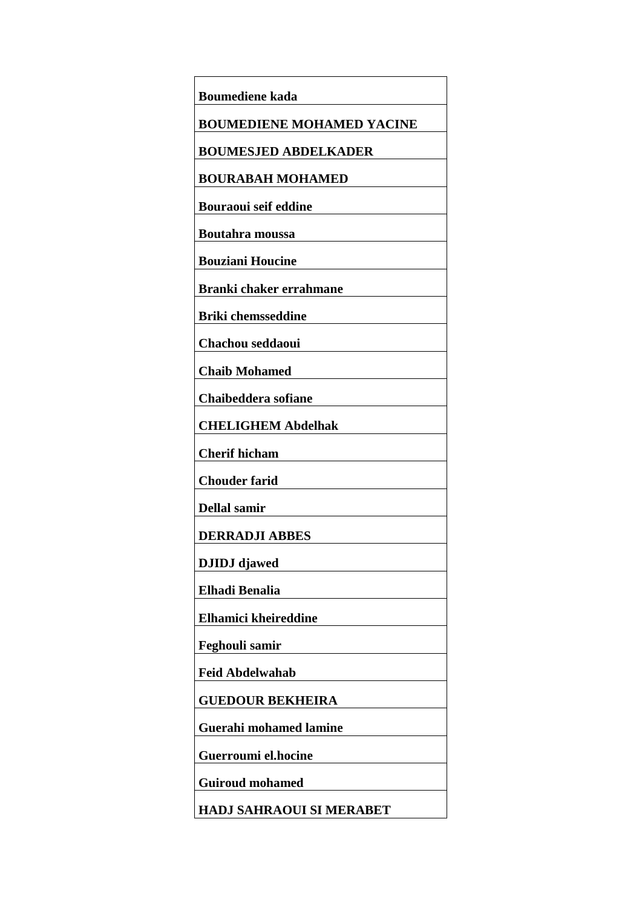| **Boumediene kada** |
| --- |
| **BOUMEDIENE MOHAMED YACINE** |
| **BOUMESJED ABDELKADER** |
| **BOURABAH MOHAMED** |
| **Bouraoui seif eddine** |
| **Boutahra moussa** |
| **Bouziani Houcine** |
| **Branki chaker errahmane** |
| **Briki chemsseddine** |
| **Chachou seddaoui** |
| **Chaib Mohamed** |
| **Chaibeddera sofiane** |
| **CHELIGHEM Abdelhak** |
| **Cherif hicham** |
| **Chouder farid** |
| **Dellal samir** |
| **DERRADJI ABBES** |
| **DJIDJ djawed** |
| **Elhadi Benalia** |
| **Elhamici kheireddine** |
| **Feghouli samir** |
| **Feid Abdelwahab** |
| **GUEDOUR BEKHEIRA** |
| **Guerahi mohamed lamine** |
| **Guerroumi el.hocine** |
| **Guiroud mohamed** |
| **HADJ SAHRAOUI SI MERABET** |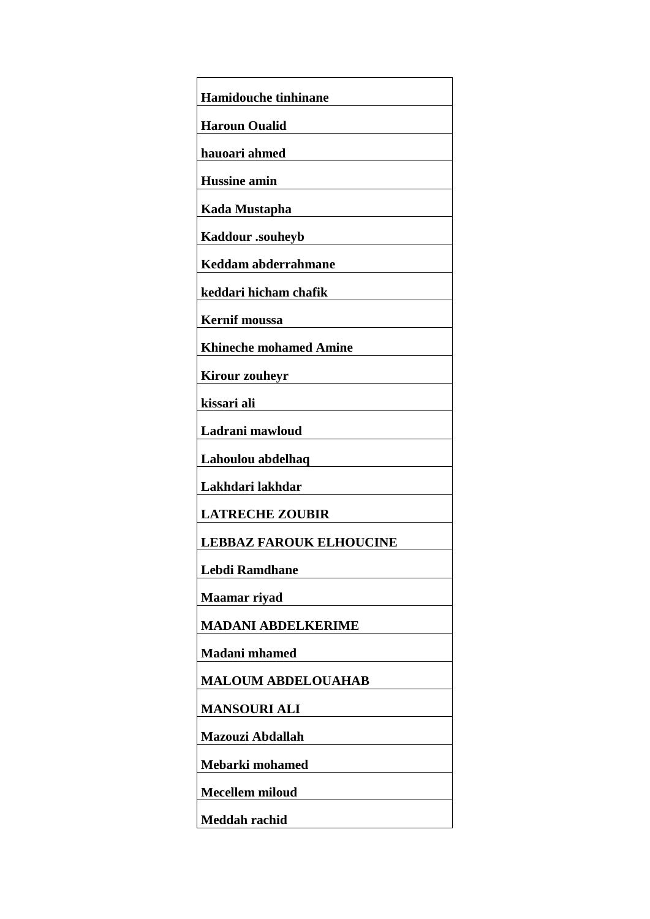| **Hamidouche tinhinane** |
| --- |
| **Haroun Oualid** |
| **hauoari ahmed** |
| **Hussine amin** |
| **Kada Mustapha** |
| **Kaddour .souheyb** |
| **Keddam abderrahmane** |
| **keddari hicham chafik** |
| **Kernif moussa** |
| **Khineche mohamed Amine** |
| **Kirour zouheyr** |
| **kissari ali** |
| **Ladrani mawloud** |
| **Lahoulou abdelhaq** |
| **Lakhdari lakhdar** |
| **LATRECHE ZOUBIR** |
| **LEBBAZ FAROUK ELHOUCINE** |
| **Lebdi Ramdhane** |
| **Maamar riyad** |
| **MADANI ABDELKERIME** |
| **Madani mhamed** |
| **MALOUM ABDELOUAHAB** |
| **MANSOURI ALI** |
| **Mazouzi Abdallah** |
| **Mebarki mohamed** |
| **Mecellem miloud** |
| **Meddah rachid** |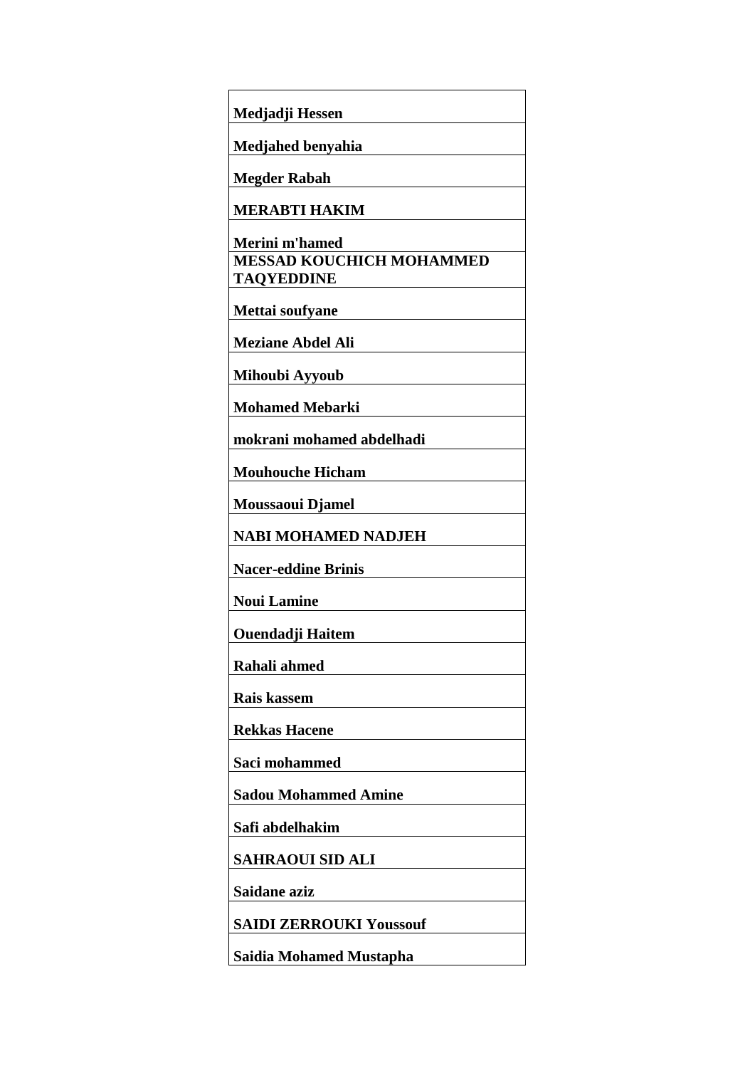| **Medjadji Hessen** |
|---|
| **Medjahed benyahia** |
| **Megder Rabah** |
| **MERABTI HAKIM** |
| **Merini m'hamed** |
| **MESSAD KOUCHICH MOHAMMED TAQYEDDINE** |
| **Mettai soufyane** |
| **Meziane Abdel Ali** |
| **Mihoubi Ayyoub** |
| **Mohamed Mebarki** |
| **mokrani mohamed abdelhadi** |
| **Mouhouche Hicham** |
| **Moussaoui Djamel** |
| **NABI MOHAMED NADJEH** |
| **Nacer-eddine Brinis** |
| **Noui Lamine** |
| **Ouendadji Haitem** |
| **Rahali ahmed** |
| **Rais kassem** |
| **Rekkas Hacene** |
| **Saci mohammed** |
| **Sadou Mohammed Amine** |
| **Safi abdelhakim** |
| **SAHRAOUI SID ALI** |
| **Saidane aziz** |
| **SAIDI ZERROUKI Youssouf** |
| **Saidia Mohamed Mustapha** |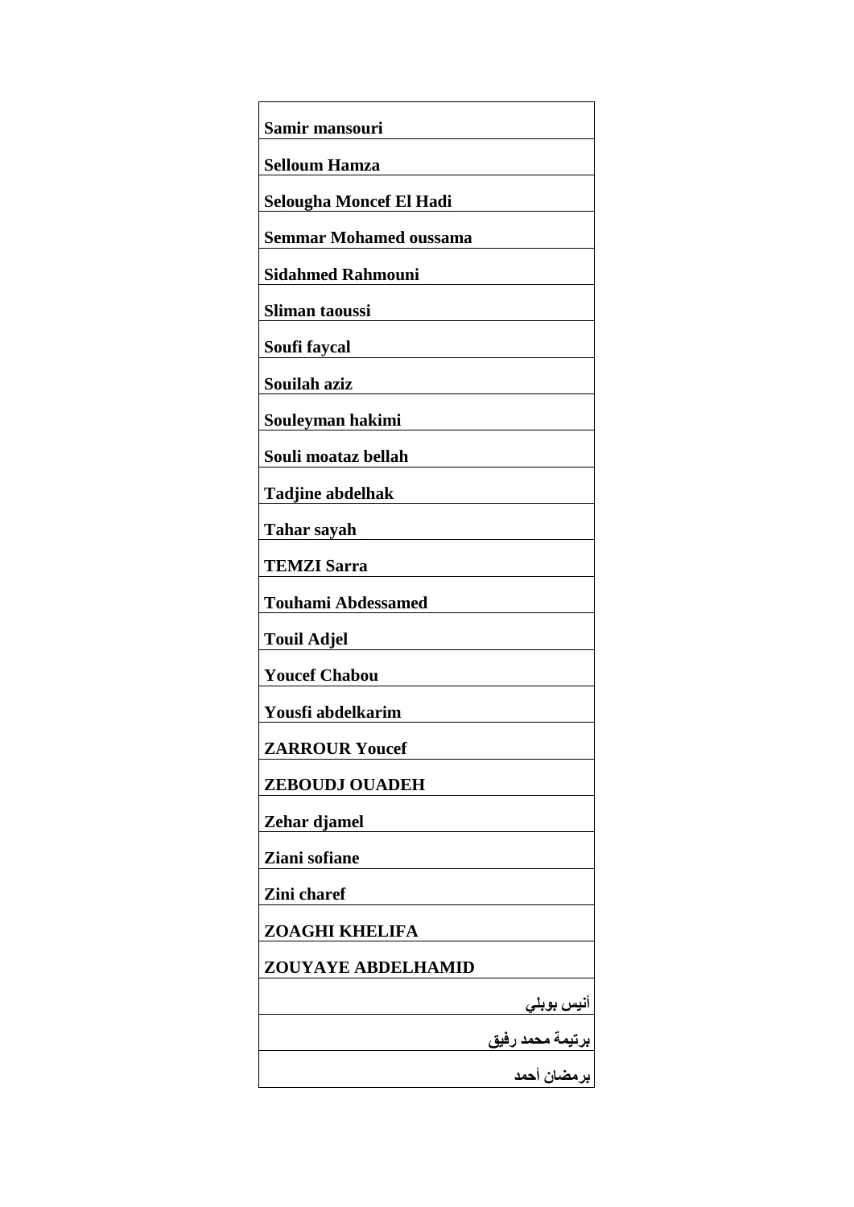| |
|---|
| **Samir mansouri** |
| **Selloum Hamza** |
| **Selougha Moncef El Hadi** |
| **Semmar Mohamed oussama** |
| **Sidahmed Rahmouni** |
| **Sliman taoussi** |
| **Soufi faycal** |
| **Souilah aziz** |
| **Souleyman hakimi** |
| **Souli moataz bellah** |
| **Tadjine abdelhak** |
| **Tahar sayah** |
| **TEMZI Sarra** |
| **Touhami Abdessamed** |
| **Touil Adjel** |
| **Youcef Chabou** |
| **Yousfi abdelkarim** |
| **ZARROUR Youcef** |
| **ZEBOUDJ OUADEH** |
| **Zehar djamel** |
| **Ziani sofiane** |
| **Zini charef** |
| **ZOAGHI KHELIFA** |
| **ZOUYAYE ABDELHAMID** |
| **أنيس بوبلي** |
| **برتيمة محمد رفيق** |
| **برمضان أحمد** |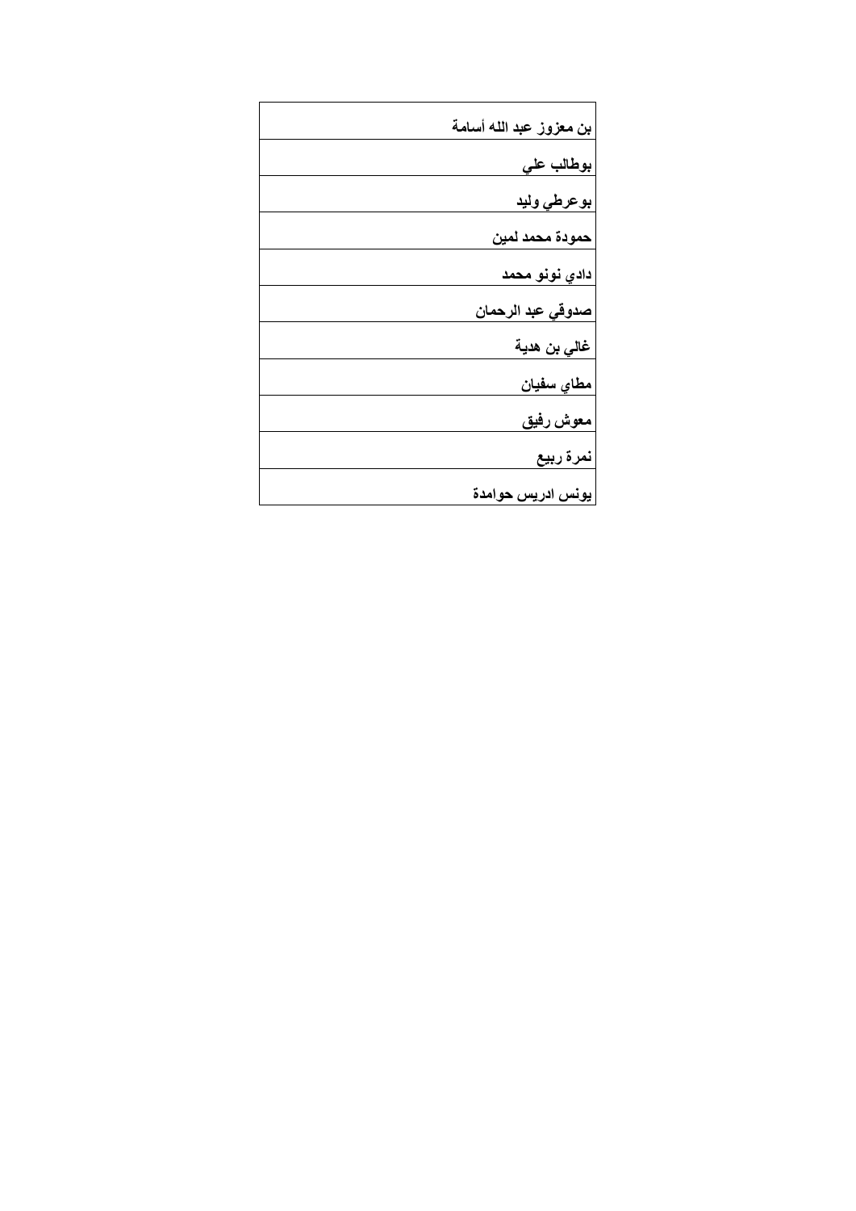| |
|---|
| **بن معزوز عبد الله أسامة** |
| **بوطالب علي** |
| **بوعرطي وليد** |
| **حمودة محمد لمين** |
| **دادي نونو محمد** |
| **صدوقي عبد الرحمان** |
| **غالي بن هدية** |
| **مطاي سفيان** |
| **معوش رفيق** |
| **نمرة ربيع** |
| **يونس ادريس حوامدة** |